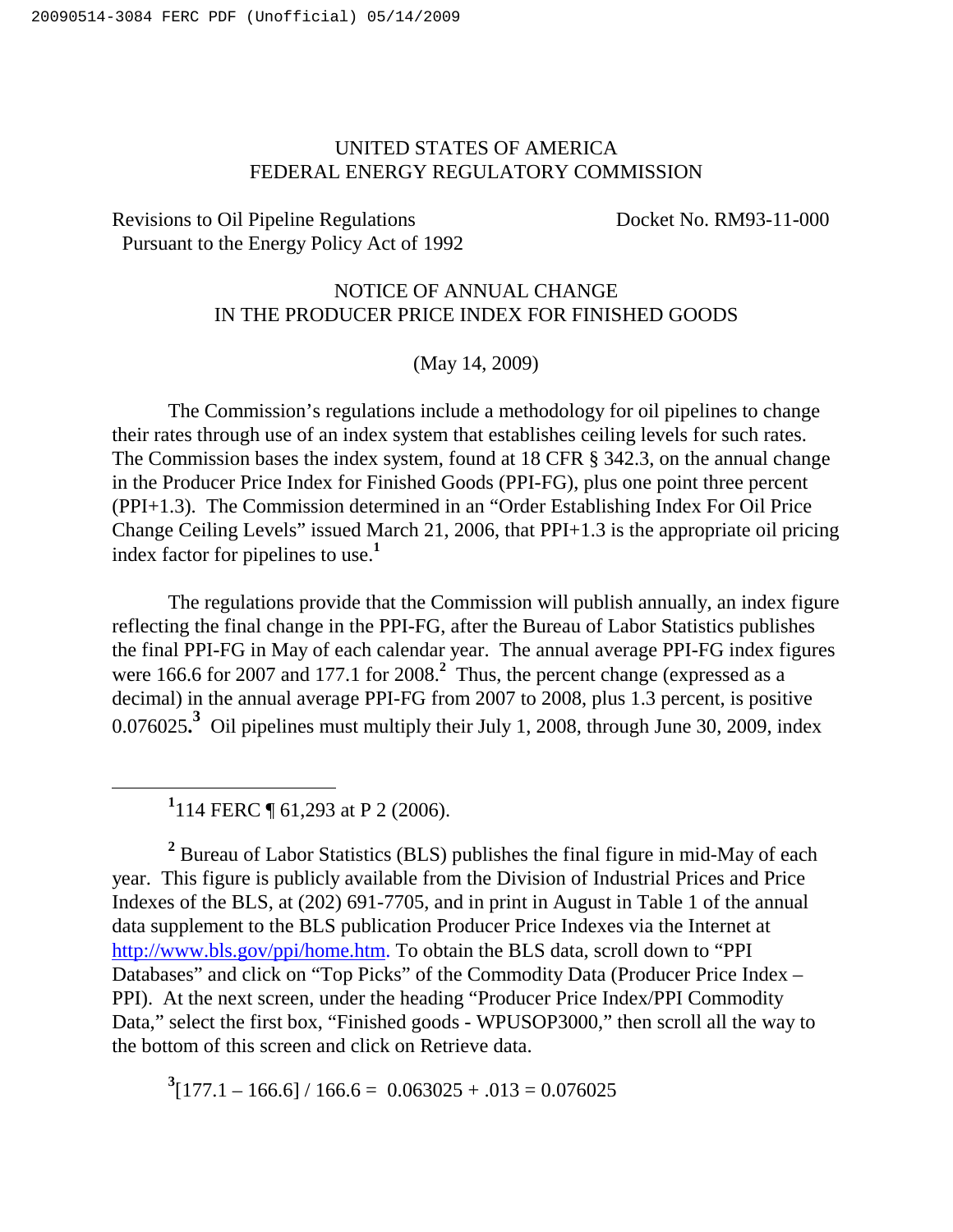UNITED STATES OF AMERICA
FEDERAL ENERGY REGULATORY COMMISSION

Revisions to Oil Pipeline Regulations
Pursuant to the Energy Policy Act of 1992

Docket No. RM93-11-000

NOTICE OF ANNUAL CHANGE
IN THE PRODUCER PRICE INDEX FOR FINISHED GOODS

(May 14, 2009)

The Commission's regulations include a methodology for oil pipelines to change their rates through use of an index system that establishes ceiling levels for such rates. The Commission bases the index system, found at 18 CFR § 342.3, on the annual change in the Producer Price Index for Finished Goods (PPI-FG), plus one point three percent (PPI+1.3). The Commission determined in an "Order Establishing Index For Oil Price Change Ceiling Levels" issued March 21, 2006, that PPI+1.3 is the appropriate oil pricing index factor for pipelines to use.[1]

The regulations provide that the Commission will publish annually, an index figure reflecting the final change in the PPI-FG, after the Bureau of Labor Statistics publishes the final PPI-FG in May of each calendar year. The annual average PPI-FG index figures were 166.6 for 2007 and 177.1 for 2008.[2] Thus, the percent change (expressed as a decimal) in the annual average PPI-FG from 2007 to 2008, plus 1.3 percent, is positive 0.076025.[3] Oil pipelines must multiply their July 1, 2008, through June 30, 2009, index

---

[1] 114 FERC ¶ 61,293 at P 2 (2006).

[2] Bureau of Labor Statistics (BLS) publishes the final figure in mid-May of each year. This figure is publicly available from the Division of Industrial Prices and Price Indexes of the BLS, at (202) 691-7705, and in print in August in Table 1 of the annual data supplement to the BLS publication Producer Price Indexes via the Internet at http://www.bls.gov/ppi/home.htm. To obtain the BLS data, scroll down to "PPI Databases" and click on "Top Picks" of the Commodity Data (Producer Price Index – PPI). At the next screen, under the heading "Producer Price Index/PPI Commodity Data," select the first box, "Finished goods - WPUSOP3000," then scroll all the way to the bottom of this screen and click on Retrieve data.

[3] $[177.1 - 166.6] / 166.6 = 0.063025 + .013 = 0.076025$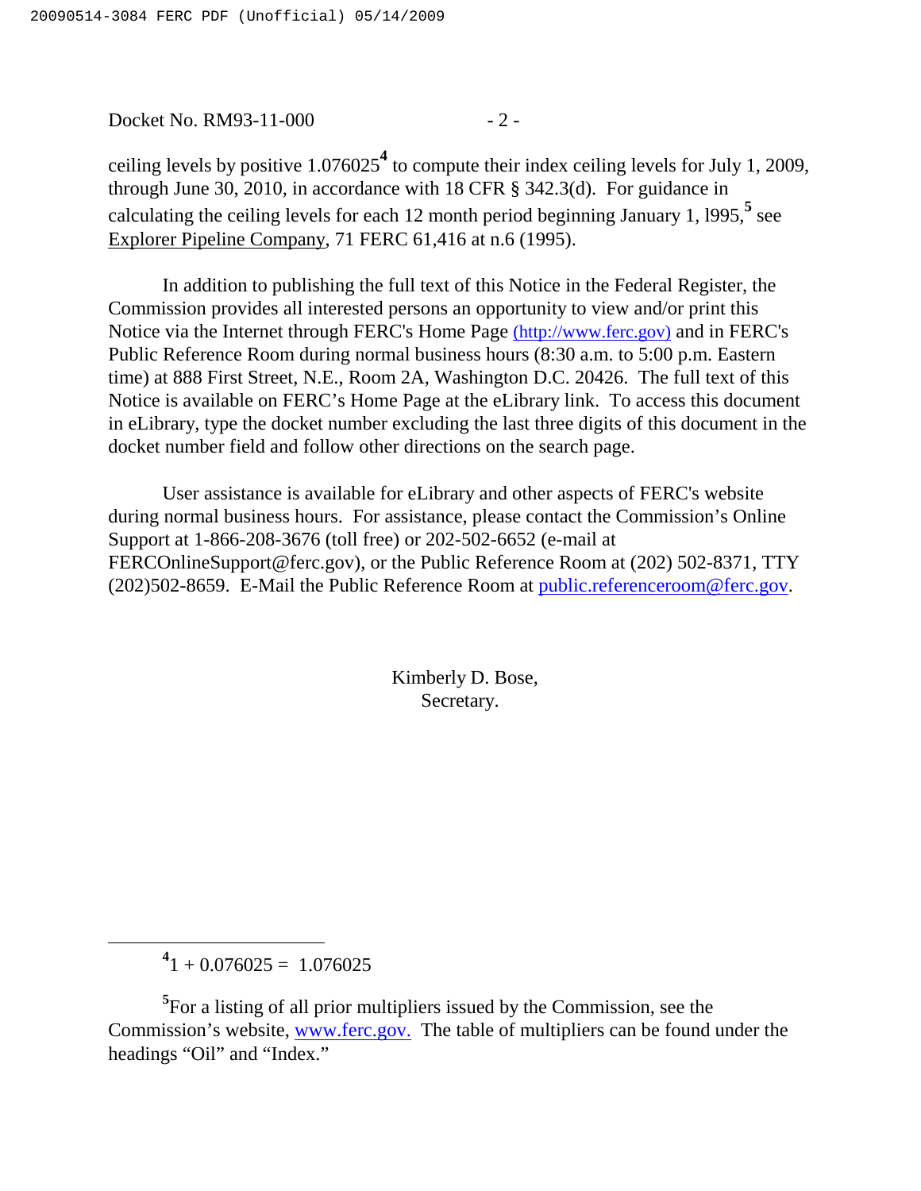ceiling levels by positive 1.076025[4] to compute their index ceiling levels for July 1, 2009, through June 30, 2010, in accordance with 18 CFR § 342.3(d). For guidance in calculating the ceiling levels for each 12 month period beginning January 1, l995,[5] see Explorer Pipeline Company, 71 FERC 61,416 at n.6 (1995).

In addition to publishing the full text of this Notice in the Federal Register, the Commission provides all interested persons an opportunity to view and/or print this Notice via the Internet through FERC's Home Page (http://www.ferc.gov) and in FERC's Public Reference Room during normal business hours (8:30 a.m. to 5:00 p.m. Eastern time) at 888 First Street, N.E., Room 2A, Washington D.C. 20426. The full text of this Notice is available on FERC's Home Page at the eLibrary link. To access this document in eLibrary, type the docket number excluding the last three digits of this document in the docket number field and follow other directions on the search page.

User assistance is available for eLibrary and other aspects of FERC's website during normal business hours. For assistance, please contact the Commission's Online Support at 1-866-208-3676 (toll free) or 202-502-6652 (e-mail at FERCOnlineSupport@ferc.gov), or the Public Reference Room at (202) 502-8371, TTY (202)502-8659. E-Mail the Public Reference Room at public.referenceroom@ferc.gov.

Kimberly D. Bose,
Secretary.

---

[4] 1 + 0.076025 = 1.076025

[5] For a listing of all prior multipliers issued by the Commission, see the Commission's website, www.ferc.gov. The table of multipliers can be found under the headings "Oil" and "Index."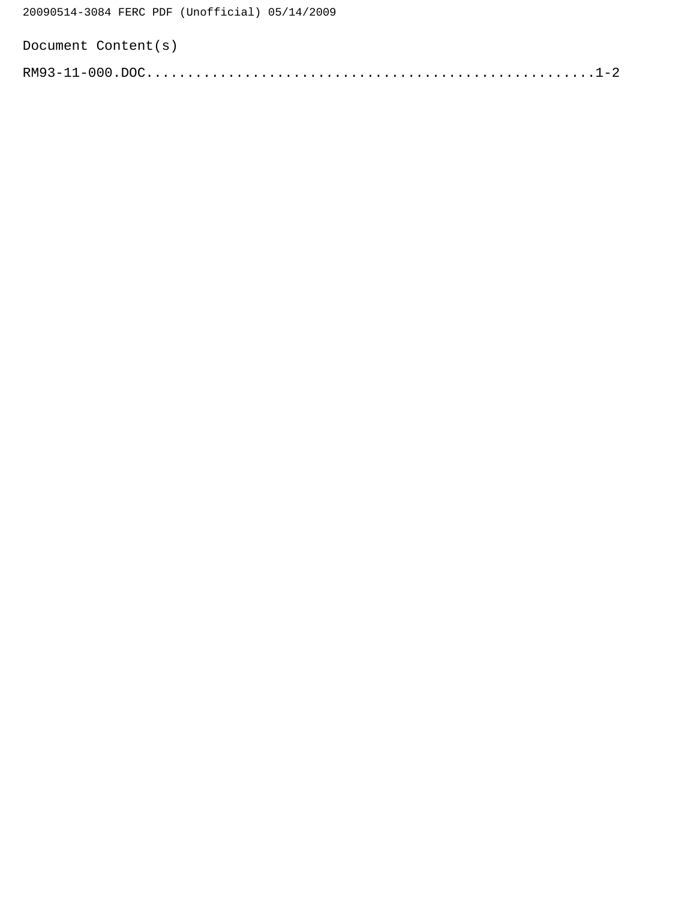Document Content(s)

RM93-11-000.DOC.......................................................1-2